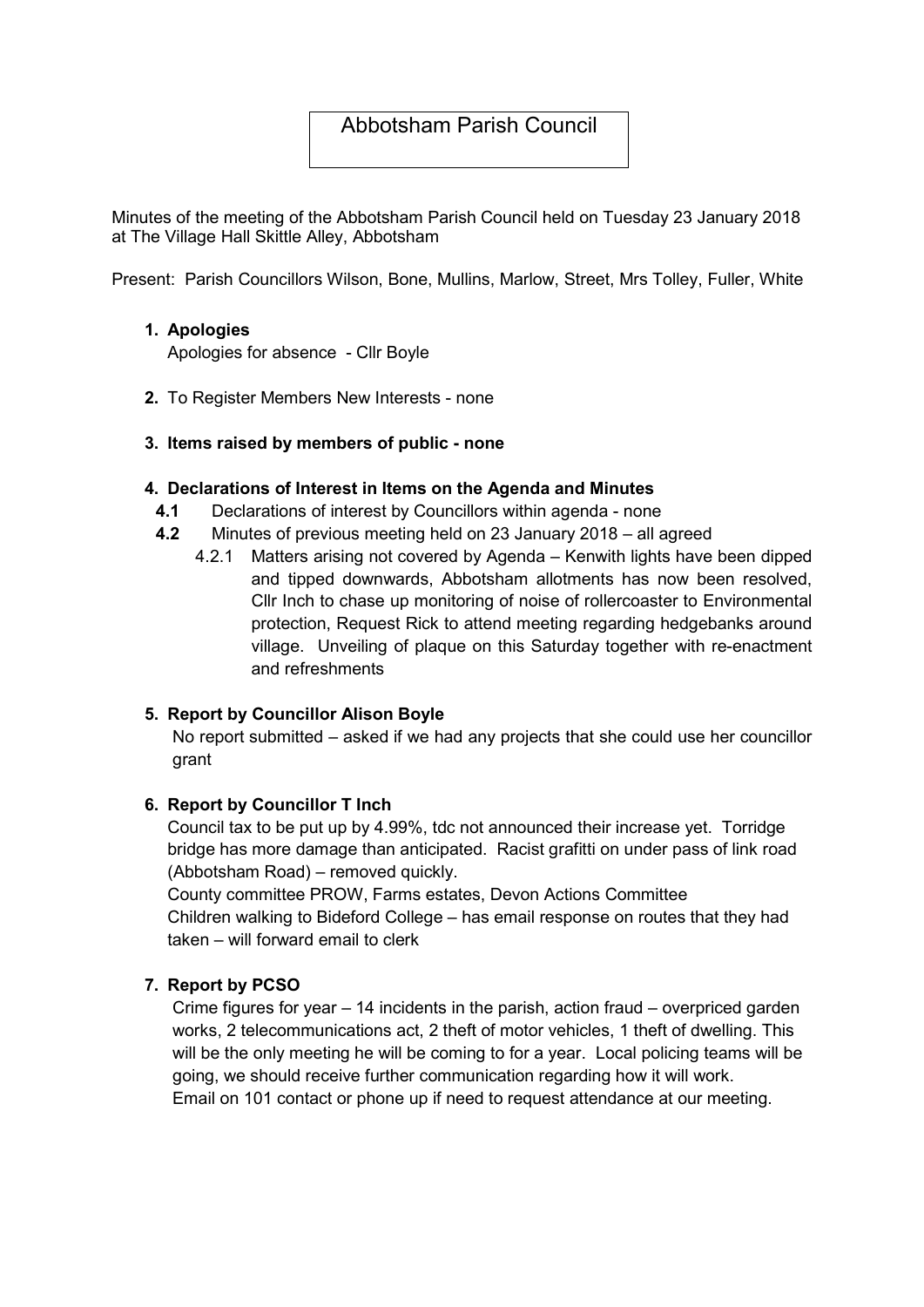# Abbotsham Parish Council

Minutes of the meeting of the Abbotsham Parish Council held on Tuesday 23 January 2018 at The Village Hall Skittle Alley, Abbotsham

Present: Parish Councillors Wilson, Bone, Mullins, Marlow, Street, Mrs Tolley, Fuller, White

1. **Apologies**

   Apologies for absence - Cllr Boyle

2. To Register Members New Interests - none

3. **Items raised by members of public - none**

4. **Declarations of Interest in Items on the Agenda and Minutes**

   **4.1** Declarations of interest by Councillors within agenda - none

   **4.2** Minutes of previous meeting held on 23 January 2018 – all agreed

   4.2.1 Matters arising not covered by Agenda – Kenwith lights have been dipped and tipped downwards, Abbotsham allotments has now been resolved, Cllr Inch to chase up monitoring of noise of rollercoaster to Environmental protection, Request Rick to attend meeting regarding hedgebanks around village. Unveiling of plaque on this Saturday together with re-enactment and refreshments

5. **Report by Councillor Alison Boyle**

   No report submitted – asked if we had any projects that she could use her councillor grant

6. **Report by Councillor T Inch**

   Council tax to be put up by 4.99%, tdc not announced their increase yet. Torridge bridge has more damage than anticipated. Racist grafitti on under pass of link road (Abbotsham Road) – removed quickly.

   County committee PROW, Farms estates, Devon Actions Committee

   Children walking to Bideford College – has email response on routes that they had taken – will forward email to clerk

7. **Report by PCSO**

   Crime figures for year – 14 incidents in the parish, action fraud – overpriced garden works, 2 telecommunications act, 2 theft of motor vehicles, 1 theft of dwelling. This will be the only meeting he will be coming to for a year. Local policing teams will be going, we should receive further communication regarding how it will work.

   Email on 101 contact or phone up if need to request attendance at our meeting.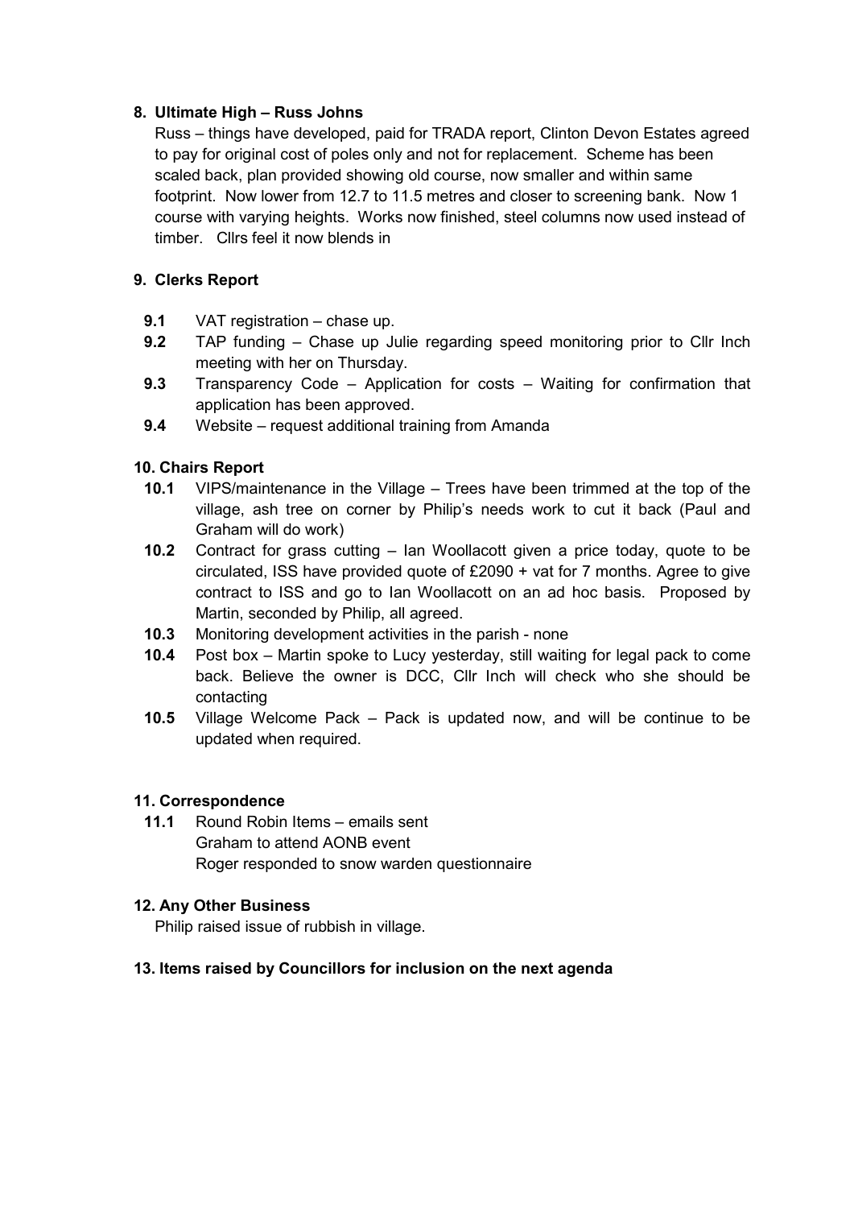**8. Ultimate High – Russ Johns**

Russ – things have developed, paid for TRADA report, Clinton Devon Estates agreed to pay for original cost of poles only and not for replacement. Scheme has been scaled back, plan provided showing old course, now smaller and within same footprint. Now lower from 12.7 to 11.5 metres and closer to screening bank. Now 1 course with varying heights. Works now finished, steel columns now used instead of timber. Cllrs feel it now blends in

**9. Clerks Report**

- **9.1** VAT registration – chase up.
- **9.2** TAP funding – Chase up Julie regarding speed monitoring prior to Cllr Inch meeting with her on Thursday.
- **9.3** Transparency Code – Application for costs – Waiting for confirmation that application has been approved.
- **9.4** Website – request additional training from Amanda

**10. Chairs Report**

- **10.1** VIPS/maintenance in the Village – Trees have been trimmed at the top of the village, ash tree on corner by Philip's needs work to cut it back (Paul and Graham will do work)
- **10.2** Contract for grass cutting – Ian Woollacott given a price today, quote to be circulated, ISS have provided quote of £2090 + vat for 7 months. Agree to give contract to ISS and go to Ian Woollacott on an ad hoc basis. Proposed by Martin, seconded by Philip, all agreed.
- **10.3** Monitoring development activities in the parish - none
- **10.4** Post box – Martin spoke to Lucy yesterday, still waiting for legal pack to come back. Believe the owner is DCC, Cllr Inch will check who she should be contacting
- **10.5** Village Welcome Pack – Pack is updated now, and will be continue to be updated when required.

**11. Correspondence**

- **11.1** Round Robin Items – emails sent
  Graham to attend AONB event
  Roger responded to snow warden questionnaire

**12. Any Other Business**

Philip raised issue of rubbish in village.

**13. Items raised by Councillors for inclusion on the next agenda**